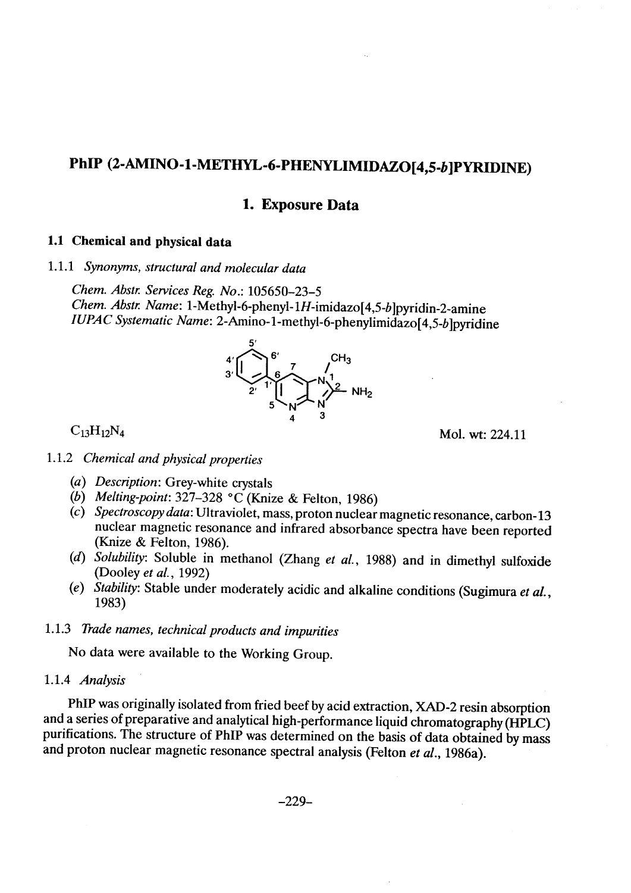# PhIP (2-AMINO-1-METHYL-6-PHENYLIMIDAZO[4,5-*b*]PYRIDINE)

## 1. Exposure Data

### 1.1 Chemical and physical data

#### 1.1.1 *Synonyms, structural and molecular data*

*Chem. Abstr. Services Reg. No.*: 105650–23–5
*Chem. Abstr. Name*: 1-Methyl-6-phenyl-1*H*-imidazo[4,5-*b*]pyridin-2-amine
*IUPAC Systematic Name*: 2-Amino-1-methyl-6-phenylimidazo[4,5-*b*]pyridine

$C_{13}H_{12}N_4$ Mol. wt: 224.11

#### 1.1.2 *Chemical and physical properties*

(*a*) *Description*: Grey-white crystals
(*b*) *Melting-point*: 327–328 °C (Knize & Felton, 1986)
(*c*) *Spectroscopy data*: Ultraviolet, mass, proton nuclear magnetic resonance, carbon-13 nuclear magnetic resonance and infrared absorbance spectra have been reported (Knize & Felton, 1986).
(*d*) *Solubility*: Soluble in methanol (Zhang *et al.*, 1988) and in dimethyl sulfoxide (Dooley *et al.*, 1992)
(*e*) *Stability*: Stable under moderately acidic and alkaline conditions (Sugimura *et al.*, 1983)

#### 1.1.3 *Trade names, technical products and impurities*

No data were available to the Working Group.

#### 1.1.4 *Analysis*

PhIP was originally isolated from fried beef by acid extraction, XAD-2 resin absorption and a series of preparative and analytical high-performance liquid chromatography (HPLC) purifications. The structure of PhIP was determined on the basis of data obtained by mass and proton nuclear magnetic resonance spectral analysis (Felton *et al.*, 1986a).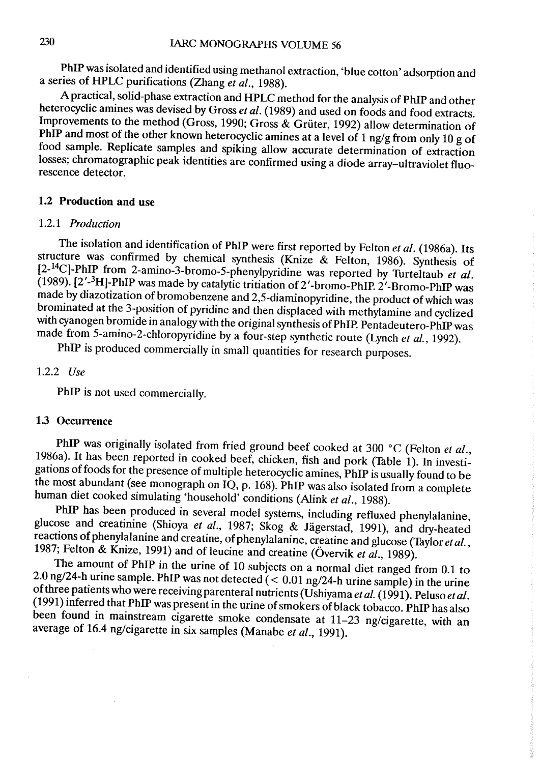PhIP was isolated and identified using methanol extraction, 'blue cotton' adsorption and a series of HPLC purifications (Zhang *et al.*, 1988).

A practical, solid-phase extraction and HPLC method for the analysis of PhIP and other heterocyclic amines was devised by Gross *et al.* (1989) and used on foods and food extracts. Improvements to the method (Gross, 1990; Gross & Grüter, 1992) allow determination of PhIP and most of the other known heterocyclic amines at a level of 1 ng/g from only 10 g of food sample. Replicate samples and spiking allow accurate determination of extraction losses; chromatographic peak identities are confirmed using a diode array–ultraviolet fluorescence detector.

## 1.2 Production and use

### 1.2.1 *Production*

The isolation and identification of PhIP were first reported by Felton *et al.* (1986a). Its structure was confirmed by chemical synthesis (Knize & Felton, 1986). Synthesis of [2-$^{14}$C]-PhIP from 2-amino-3-bromo-5-phenylpyridine was reported by Turteltaub *et al.* (1989). [2′-$^{3}$H]-PhIP was made by catalytic tritiation of 2′-bromo-PhIP. 2′-Bromo-PhIP was made by diazotization of bromobenzene and 2,5-diaminopyridine, the product of which was brominated at the 3-position of pyridine and then displaced with methylamine and cyclized with cyanogen bromide in analogy with the original synthesis of PhIP. Pentadeutero-PhIP was made from 5-amino-2-chloropyridine by a four-step synthetic route (Lynch *et al.*, 1992).

PhIP is produced commercially in small quantities for research purposes.

### 1.2.2 *Use*

PhIP is not used commercially.

## 1.3 Occurrence

PhIP was originally isolated from fried ground beef cooked at 300 °C (Felton *et al.*, 1986a). It has been reported in cooked beef, chicken, fish and pork (Table 1). In investigations of foods for the presence of multiple heterocyclic amines, PhIP is usually found to be the most abundant (see monograph on IQ, p. 168). PhIP was also isolated from a complete human diet cooked simulating 'household' conditions (Alink *et al.*, 1988).

PhIP has been produced in several model systems, including refluxed phenylalanine, glucose and creatinine (Shioya *et al.*, 1987; Skog & Jägerstad, 1991), and dry-heated reactions of phenylalanine and creatine, of phenylalanine, creatine and glucose (Taylor *et al.*, 1987; Felton & Knize, 1991) and of leucine and creatine (Övervik *et al.*, 1989).

The amount of PhIP in the urine of 10 subjects on a normal diet ranged from 0.1 to 2.0 ng/24-h urine sample. PhIP was not detected (< 0.01 ng/24-h urine sample) in the urine of three patients who were receiving parenteral nutrients (Ushiyama *et al.* (1991). Peluso *et al.* (1991) inferred that PhIP was present in the urine of smokers of black tobacco. PhIP has also been found in mainstream cigarette smoke condensate at 11–23 ng/cigarette, with an average of 16.4 ng/cigarette in six samples (Manabe *et al.*, 1991).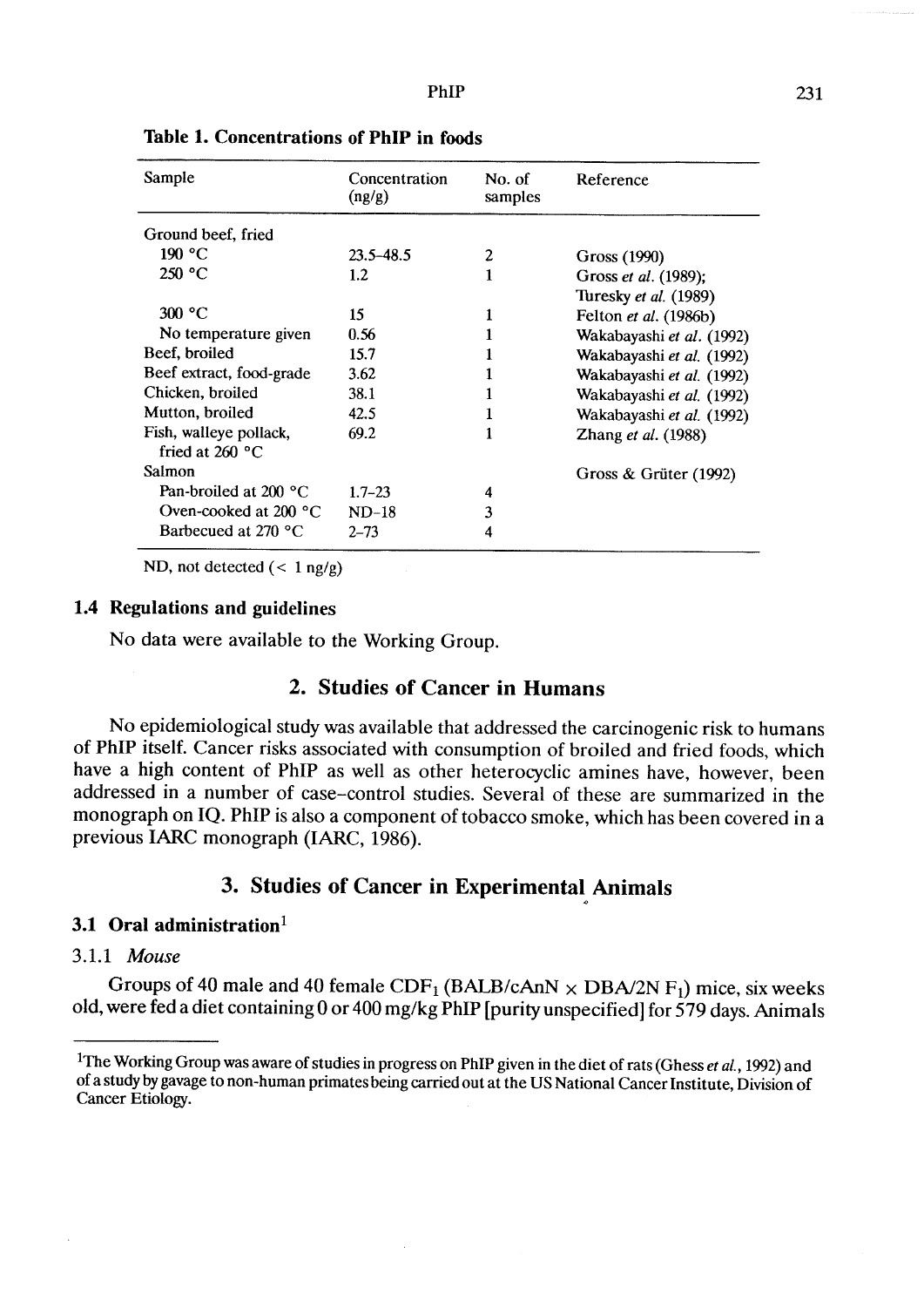**Table 1. Concentrations of PhIP in foods**

| Sample | Concentration (ng/g) | No. of samples | Reference |
|---|---|---|---|
| Ground beef, fried | | | |
| 190 °C | 23.5–48.5 | 2 | Gross (1990) |
| 250 °C | 1.2 | 1 | Gross *et al.* (1989); Turesky *et al.* (1989) |
| 300 °C | 15 | 1 | Felton *et al.* (1986b) |
| No temperature given | 0.56 | 1 | Wakabayashi *et al.* (1992) |
| Beef, broiled | 15.7 | 1 | Wakabayashi *et al.* (1992) |
| Beef extract, food-grade | 3.62 | 1 | Wakabayashi *et al.* (1992) |
| Chicken, broiled | 38.1 | 1 | Wakabayashi *et al.* (1992) |
| Mutton, broiled | 42.5 | 1 | Wakabayashi *et al.* (1992) |
| Fish, walleye pollack, fried at 260 °C | 69.2 | 1 | Zhang *et al.* (1988) |
| Salmon | | | Gross & Grüter (1992) |
| Pan-broiled at 200 °C | 1.7–23 | 4 | |
| Oven-cooked at 200 °C | ND–18 | 3 | |
| Barbecued at 270 °C | 2–73 | 4 | |

ND, not detected (< 1 ng/g)

### 1.4 Regulations and guidelines

No data were available to the Working Group.

## 2. Studies of Cancer in Humans

No epidemiological study was available that addressed the carcinogenic risk to humans of PhIP itself. Cancer risks associated with consumption of broiled and fried foods, which have a high content of PhIP as well as other heterocyclic amines, have, however, been addressed in a number of case–control studies. Several of these are summarized in the monograph on IQ. PhIP is also a component of tobacco smoke, which has been covered in a previous IARC monograph (IARC, 1986).

## 3. Studies of Cancer in Experimental Animals

### 3.1 Oral administration[1]

#### 3.1.1 *Mouse*

Groups of 40 male and 40 female $CDF_1$ (BALB/cAnN × DBA/2N $F_1$) mice, six weeks old, were fed a diet containing 0 or 400 mg/kg PhIP [purity unspecified] for 579 days. Animals

[1]The Working Group was aware of studies in progress on PhIP given in the diet of rats (Ghess *et al.*, 1992) and of a study by gavage to non-human primates being carried out at the US National Cancer Institute, Division of Cancer Etiology.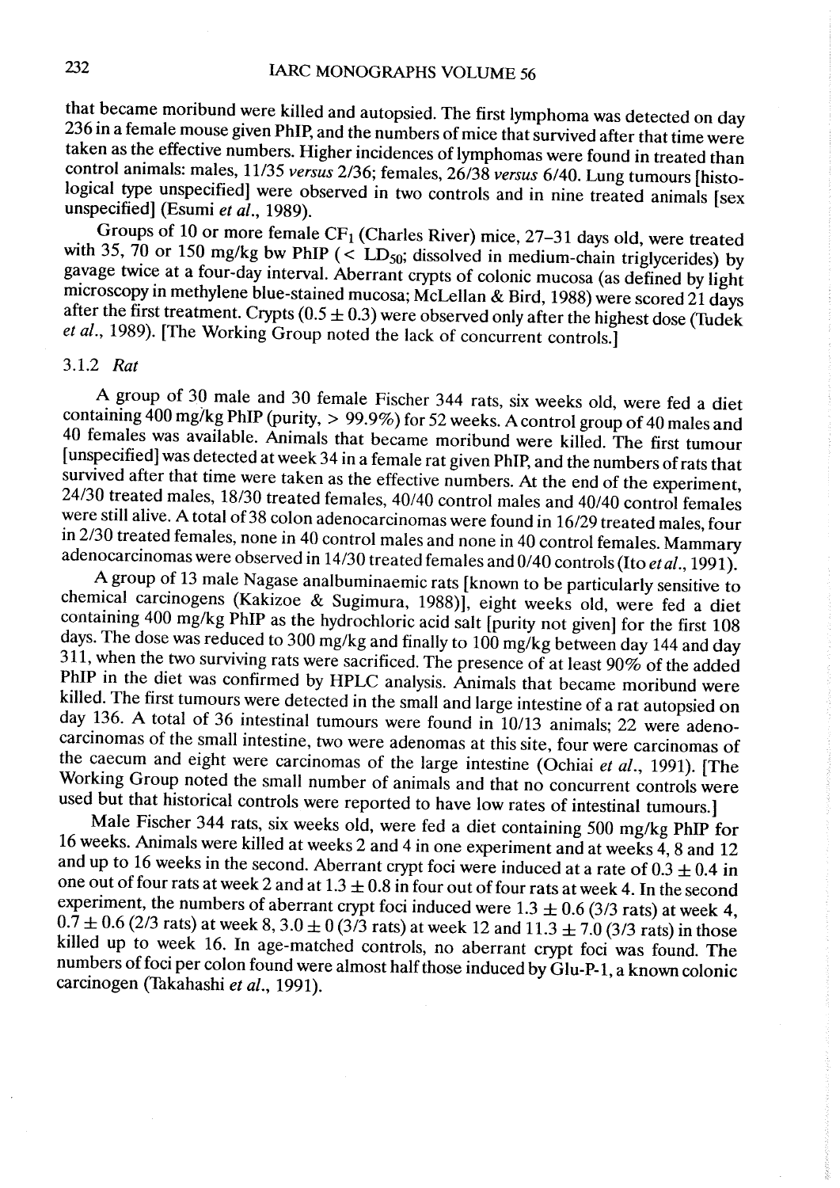that became moribund were killed and autopsied. The first lymphoma was detected on day 236 in a female mouse given PhIP, and the numbers of mice that survived after that time were taken as the effective numbers. Higher incidences of lymphomas were found in treated than control animals: males, 11/35 *versus* 2/36; females, 26/38 *versus* 6/40. Lung tumours [histological type unspecified] were observed in two controls and in nine treated animals [sex unspecified] (Esumi *et al.*, 1989).

Groups of 10 or more female $CF_1$ (Charles River) mice, 27–31 days old, were treated with 35, 70 or 150 mg/kg bw PhIP (< $LD_{50}$; dissolved in medium-chain triglycerides) by gavage twice at a four-day interval. Aberrant crypts of colonic mucosa (as defined by light microscopy in methylene blue-stained mucosa; McLellan & Bird, 1988) were scored 21 days after the first treatment. Crypts ($0.5 \pm 0.3$) were observed only after the highest dose (Tudek *et al.*, 1989). [The Working Group noted the lack of concurrent controls.]

### 3.1.2 *Rat*

A group of 30 male and 30 female Fischer 344 rats, six weeks old, were fed a diet containing 400 mg/kg PhIP (purity, > 99.9%) for 52 weeks. A control group of 40 males and 40 females was available. Animals that became moribund were killed. The first tumour [unspecified] was detected at week 34 in a female rat given PhIP, and the numbers of rats that survived after that time were taken as the effective numbers. At the end of the experiment, 24/30 treated males, 18/30 treated females, 40/40 control males and 40/40 control females were still alive. A total of 38 colon adenocarcinomas were found in 16/29 treated males, four in 2/30 treated females, none in 40 control males and none in 40 control females. Mammary adenocarcinomas were observed in 14/30 treated females and 0/40 controls (Ito *et al.*, 1991).

A group of 13 male Nagase analbuminaemic rats [known to be particularly sensitive to chemical carcinogens (Kakizoe & Sugimura, 1988)], eight weeks old, were fed a diet containing 400 mg/kg PhIP as the hydrochloric acid salt [purity not given] for the first 108 days. The dose was reduced to 300 mg/kg and finally to 100 mg/kg between day 144 and day 311, when the two surviving rats were sacrificed. The presence of at least 90% of the added PhIP in the diet was confirmed by HPLC analysis. Animals that became moribund were killed. The first tumours were detected in the small and large intestine of a rat autopsied on day 136. A total of 36 intestinal tumours were found in 10/13 animals; 22 were adenocarcinomas of the small intestine, two were adenomas at this site, four were carcinomas of the caecum and eight were carcinomas of the large intestine (Ochiai *et al.*, 1991). [The Working Group noted the small number of animals and that no concurrent controls were used but that historical controls were reported to have low rates of intestinal tumours.]

Male Fischer 344 rats, six weeks old, were fed a diet containing 500 mg/kg PhIP for 16 weeks. Animals were killed at weeks 2 and 4 in one experiment and at weeks 4, 8 and 12 and up to 16 weeks in the second. Aberrant crypt foci were induced at a rate of $0.3 \pm 0.4$ in one out of four rats at week 2 and at $1.3 \pm 0.8$ in four out of four rats at week 4. In the second experiment, the numbers of aberrant crypt foci induced were $1.3 \pm 0.6$ (3/3 rats) at week 4, $0.7 \pm 0.6$ (2/3 rats) at week 8, $3.0 \pm 0$ (3/3 rats) at week 12 and $11.3 \pm 7.0$ (3/3 rats) in those killed up to week 16. In age-matched controls, no aberrant crypt foci was found. The numbers of foci per colon found were almost half those induced by Glu-P-1, a known colonic carcinogen (Takahashi *et al.*, 1991).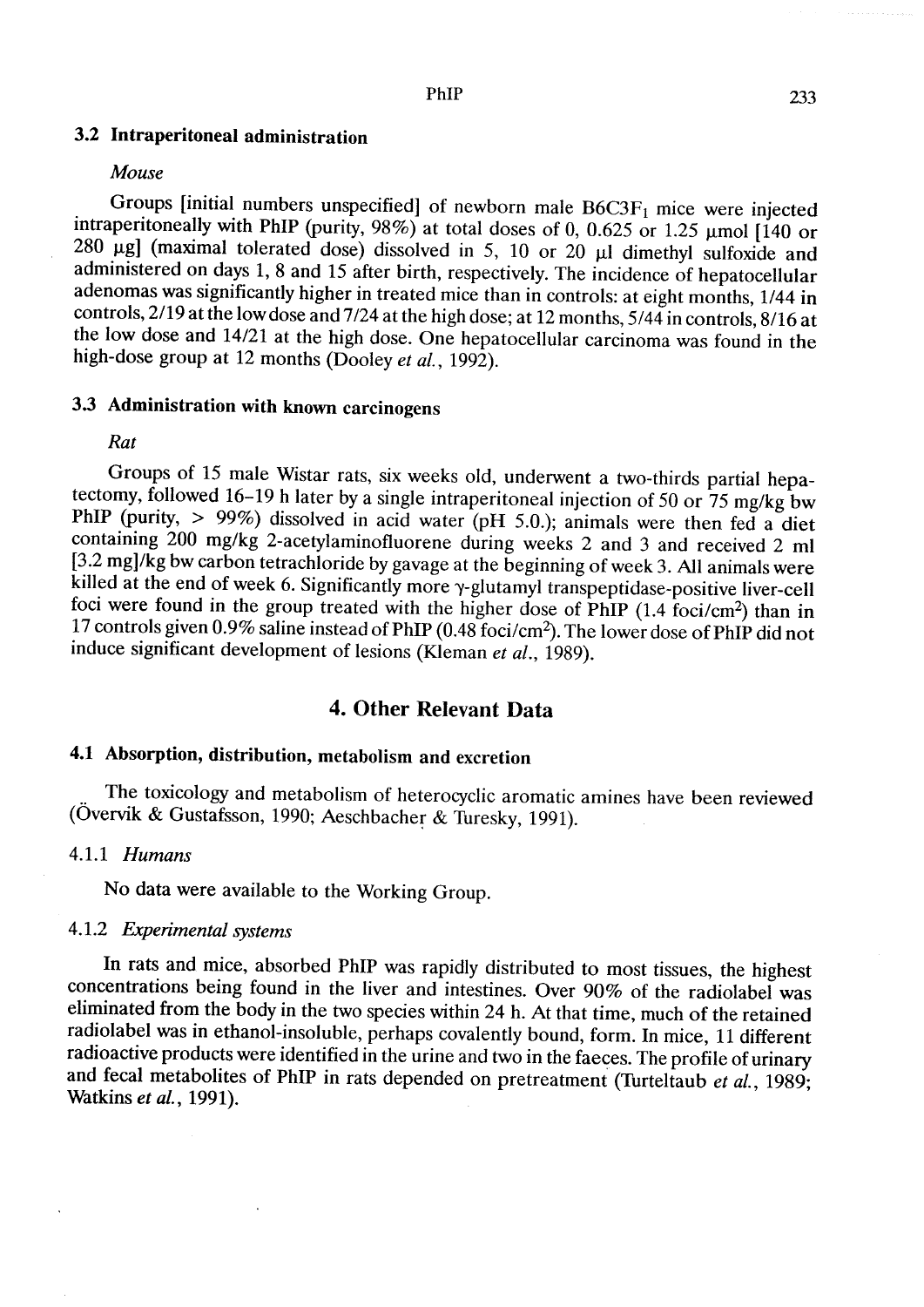### 3.2 Intraperitoneal administration

*Mouse*

Groups [initial numbers unspecified] of newborn male B6C3F$_1$ mice were injected intraperitoneally with PhIP (purity, 98%) at total doses of 0, 0.625 or 1.25 μmol [140 or 280 μg] (maximal tolerated dose) dissolved in 5, 10 or 20 μl dimethyl sulfoxide and administered on days 1, 8 and 15 after birth, respectively. The incidence of hepatocellular adenomas was significantly higher in treated mice than in controls: at eight months, 1/44 in controls, 2/19 at the low dose and 7/24 at the high dose; at 12 months, 5/44 in controls, 8/16 at the low dose and 14/21 at the high dose. One hepatocellular carcinoma was found in the high-dose group at 12 months (Dooley *et al.*, 1992).

### 3.3 Administration with known carcinogens

*Rat*

Groups of 15 male Wistar rats, six weeks old, underwent a two-thirds partial hepatectomy, followed 16–19 h later by a single intraperitoneal injection of 50 or 75 mg/kg bw PhIP (purity, > 99%) dissolved in acid water (pH 5.0.); animals were then fed a diet containing 200 mg/kg 2-acetylaminofluorene during weeks 2 and 3 and received 2 ml [3.2 mg]/kg bw carbon tetrachloride by gavage at the beginning of week 3. All animals were killed at the end of week 6. Significantly more γ-glutamyl transpeptidase-positive liver-cell foci were found in the group treated with the higher dose of PhIP (1.4 foci/cm$^2$) than in 17 controls given 0.9% saline instead of PhIP (0.48 foci/cm$^2$). The lower dose of PhIP did not induce significant development of lesions (Kleman *et al.*, 1989).

## 4. Other Relevant Data

### 4.1 Absorption, distribution, metabolism and excretion

The toxicology and metabolism of heterocyclic aromatic amines have been reviewed (Övervik & Gustafsson, 1990; Aeschbacher & Turesky, 1991).

#### 4.1.1 *Humans*

No data were available to the Working Group.

#### 4.1.2 *Experimental systems*

In rats and mice, absorbed PhIP was rapidly distributed to most tissues, the highest concentrations being found in the liver and intestines. Over 90% of the radiolabel was eliminated from the body in the two species within 24 h. At that time, much of the retained radiolabel was in ethanol-insoluble, perhaps covalently bound, form. In mice, 11 different radioactive products were identified in the urine and two in the faeces. The profile of urinary and fecal metabolites of PhIP in rats depended on pretreatment (Turteltaub *et al.*, 1989; Watkins *et al.*, 1991).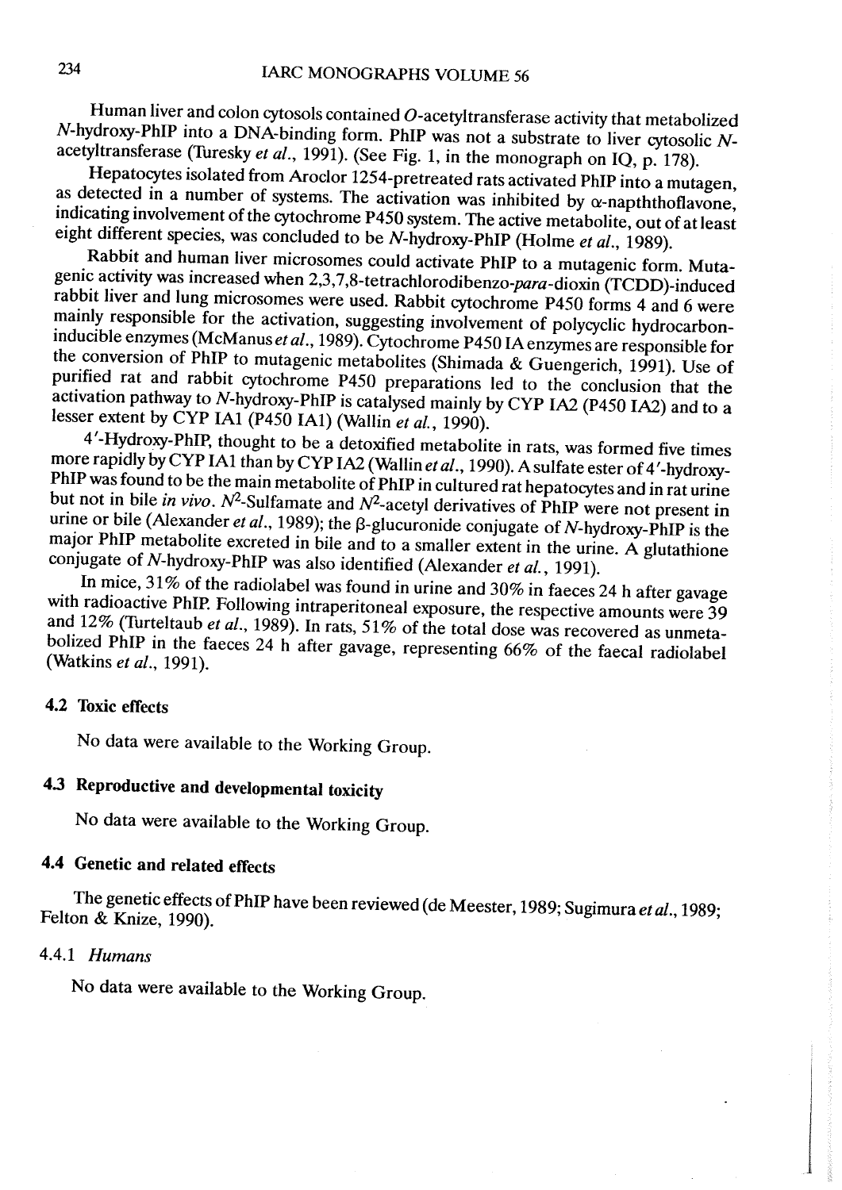Human liver and colon cytosols contained *O*-acetyltransferase activity that metabolized *N*-hydroxy-PhIP into a DNA-binding form. PhIP was not a substrate to liver cytosolic *N*-acetyltransferase (Turesky *et al.*, 1991). (See Fig. 1, in the monograph on IQ, p. 178).

Hepatocytes isolated from Aroclor 1254-pretreated rats activated PhIP into a mutagen, as detected in a number of systems. The activation was inhibited by α-napththoflavone, indicating involvement of the cytochrome P450 system. The active metabolite, out of at least eight different species, was concluded to be *N*-hydroxy-PhIP (Holme *et al.*, 1989).

Rabbit and human liver microsomes could activate PhIP to a mutagenic form. Mutagenic activity was increased when 2,3,7,8-tetrachlorodibenzo-*para*-dioxin (TCDD)-induced rabbit liver and lung microsomes were used. Rabbit cytochrome P450 forms 4 and 6 were mainly responsible for the activation, suggesting involvement of polycyclic hydrocarbon-inducible enzymes (McManus *et al.*, 1989). Cytochrome P450 IA enzymes are responsible for the conversion of PhIP to mutagenic metabolites (Shimada & Guengerich, 1991). Use of purified rat and rabbit cytochrome P450 preparations led to the conclusion that the activation pathway to *N*-hydroxy-PhIP is catalysed mainly by CYP IA2 (P450 IA2) and to a lesser extent by CYP IA1 (P450 IA1) (Wallin *et al.*, 1990).

4′-Hydroxy-PhIP, thought to be a detoxified metabolite in rats, was formed five times more rapidly by CYP IA1 than by CYP IA2 (Wallin *et al.*, 1990). A sulfate ester of 4′-hydroxy-PhIP was found to be the main metabolite of PhIP in cultured rat hepatocytes and in rat urine but not in bile *in vivo*. $N^2$-Sulfamate and $N^2$-acetyl derivatives of PhIP were not present in urine or bile (Alexander *et al.*, 1989); the β-glucuronide conjugate of *N*-hydroxy-PhIP is the major PhIP metabolite excreted in bile and to a smaller extent in the urine. A glutathione conjugate of *N*-hydroxy-PhIP was also identified (Alexander *et al.*, 1991).

In mice, 31% of the radiolabel was found in urine and 30% in faeces 24 h after gavage with radioactive PhIP. Following intraperitoneal exposure, the respective amounts were 39 and 12% (Turteltaub *et al.*, 1989). In rats, 51% of the total dose was recovered as unmetabolized PhIP in the faeces 24 h after gavage, representing 66% of the faecal radiolabel (Watkins *et al.*, 1991).

### 4.2 Toxic effects

No data were available to the Working Group.

### 4.3 Reproductive and developmental toxicity

No data were available to the Working Group.

### 4.4 Genetic and related effects

The genetic effects of PhIP have been reviewed (de Meester, 1989; Sugimura *et al.*, 1989; Felton & Knize, 1990).

#### 4.4.1 *Humans*

No data were available to the Working Group.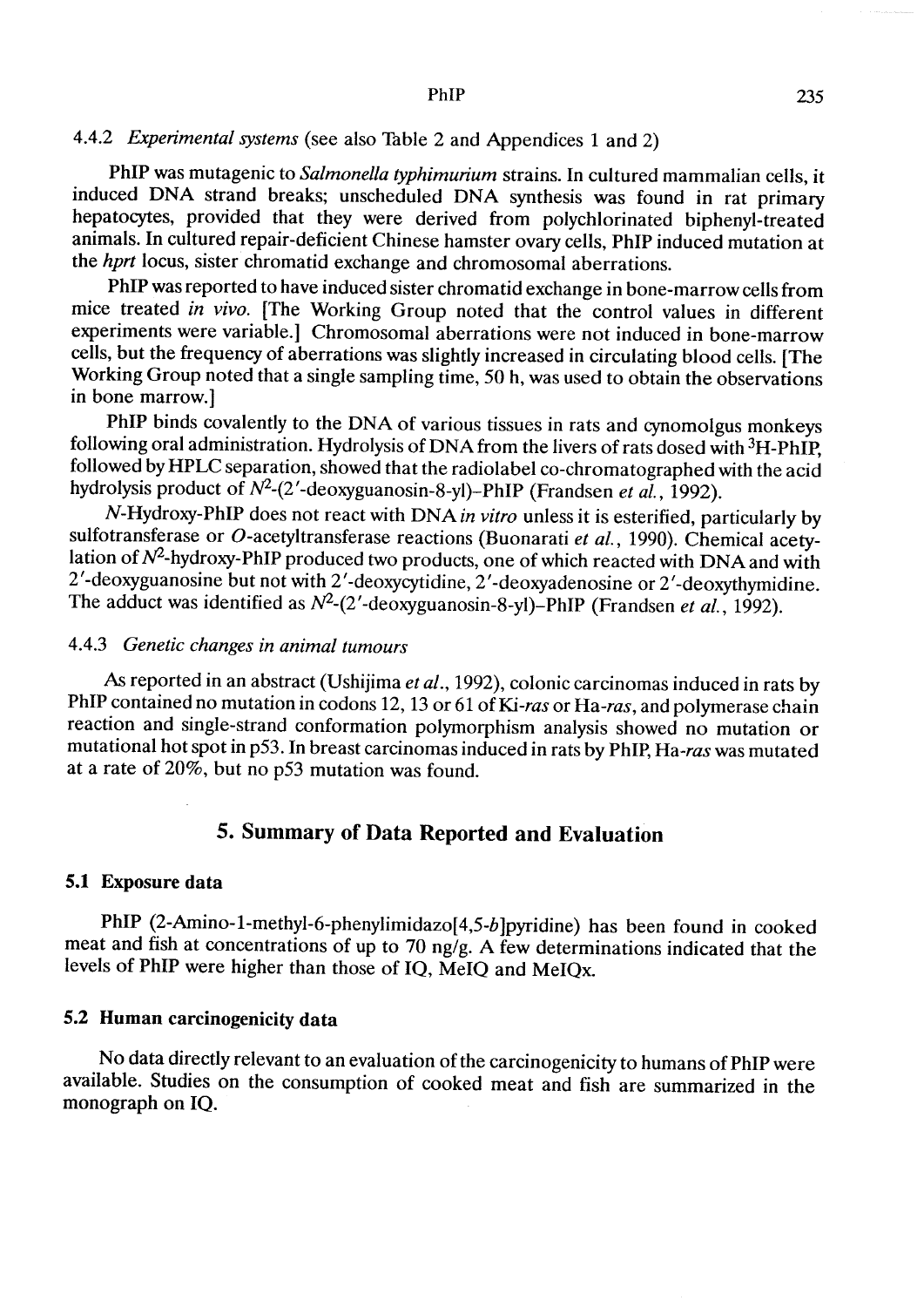#### 4.4.2 *Experimental systems* (see also Table 2 and Appendices 1 and 2)

PhIP was mutagenic to *Salmonella typhimurium* strains. In cultured mammalian cells, it induced DNA strand breaks; unscheduled DNA synthesis was found in rat primary hepatocytes, provided that they were derived from polychlorinated biphenyl-treated animals. In cultured repair-deficient Chinese hamster ovary cells, PhIP induced mutation at the *hprt* locus, sister chromatid exchange and chromosomal aberrations.

PhIP was reported to have induced sister chromatid exchange in bone-marrow cells from mice treated *in vivo*. [The Working Group noted that the control values in different experiments were variable.] Chromosomal aberrations were not induced in bone-marrow cells, but the frequency of aberrations was slightly increased in circulating blood cells. [The Working Group noted that a single sampling time, 50 h, was used to obtain the observations in bone marrow.]

PhIP binds covalently to the DNA of various tissues in rats and cynomolgus monkeys following oral administration. Hydrolysis of DNA from the livers of rats dosed with $^{3}$H-PhIP, followed by HPLC separation, showed that the radiolabel co-chromatographed with the acid hydrolysis product of $N^2$-(2′-deoxyguanosin-8-yl)–PhIP (Frandsen *et al.*, 1992).

*N*-Hydroxy-PhIP does not react with DNA *in vitro* unless it is esterified, particularly by sulfotransferase or *O*-acetyltransferase reactions (Buonarati *et al.*, 1990). Chemical acetylation of $N^2$-hydroxy-PhIP produced two products, one of which reacted with DNA and with 2′-deoxyguanosine but not with 2′-deoxycytidine, 2′-deoxyadenosine or 2′-deoxythymidine. The adduct was identified as $N^2$-(2′-deoxyguanosin-8-yl)–PhIP (Frandsen *et al.*, 1992).

#### 4.4.3 *Genetic changes in animal tumours*

As reported in an abstract (Ushijima *et al.*, 1992), colonic carcinomas induced in rats by PhIP contained no mutation in codons 12, 13 or 61 of Ki-*ras* or Ha-*ras*, and polymerase chain reaction and single-strand conformation polymorphism analysis showed no mutation or mutational hot spot in p53. In breast carcinomas induced in rats by PhIP, Ha-*ras* was mutated at a rate of 20%, but no p53 mutation was found.

## 5. Summary of Data Reported and Evaluation

### 5.1 Exposure data

PhIP (2-Amino-1-methyl-6-phenylimidazo[4,5-*b*]pyridine) has been found in cooked meat and fish at concentrations of up to 70 ng/g. A few determinations indicated that the levels of PhIP were higher than those of IQ, MeIQ and MeIQx.

### 5.2 Human carcinogenicity data

No data directly relevant to an evaluation of the carcinogenicity to humans of PhIP were available. Studies on the consumption of cooked meat and fish are summarized in the monograph on IQ.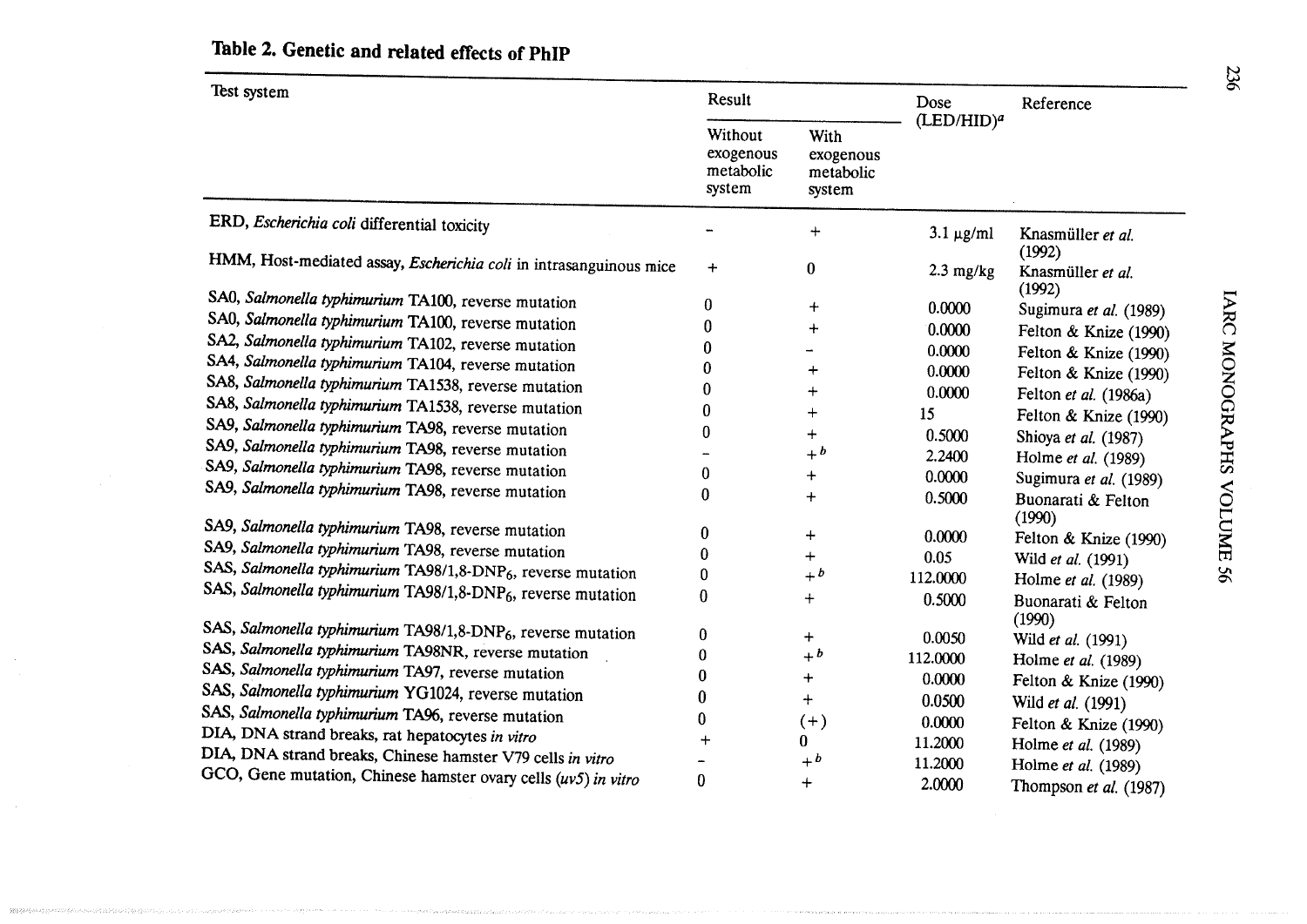**Table 2. Genetic and related effects of PhIP**

| Test system | Result | | Dose (LED/HID)[a] | Reference |
|---|---|---|---|---|
| | Without exogenous metabolic system | With exogenous metabolic system | | |
| ERD, *Escherichia coli* differential toxicity | – | + | 3.1 μg/ml | Knasmüller *et al.* (1992) |
| HMM, Host-mediated assay, *Escherichia coli* in intrasanguinous mice | + | 0 | 2.3 mg/kg | Knasmüller *et al.* (1992) |
| SA0, *Salmonella typhimurium* TA100, reverse mutation | 0 | + | 0.0000 | Sugimura *et al.* (1989) |
| SA0, *Salmonella typhimurium* TA100, reverse mutation | 0 | + | 0.0000 | Felton & Knize (1990) |
| SA2, *Salmonella typhimurium* TA102, reverse mutation | 0 | – | 0.0000 | Felton & Knize (1990) |
| SA4, *Salmonella typhimurium* TA104, reverse mutation | 0 | + | 0.0000 | Felton & Knize (1990) |
| SA8, *Salmonella typhimurium* TA1538, reverse mutation | 0 | + | 0.0000 | Felton *et al.* (1986a) |
| SA8, *Salmonella typhimurium* TA1538, reverse mutation | 0 | + | 15 | Felton & Knize (1990) |
| SA9, *Salmonella typhimurium* TA98, reverse mutation | 0 | + | 0.5000 | Shioya *et al.* (1987) |
| SA9, *Salmonella typhimurium* TA98, reverse mutation | – | +[b] | 2.2400 | Holme *et al.* (1989) |
| SA9, *Salmonella typhimurium* TA98, reverse mutation | 0 | + | 0.0000 | Sugimura *et al.* (1989) |
| SA9, *Salmonella typhimurium* TA98, reverse mutation | 0 | + | 0.5000 | Buonarati & Felton (1990) |
| SA9, *Salmonella typhimurium* TA98, reverse mutation | 0 | + | 0.0000 | Felton & Knize (1990) |
| SA9, *Salmonella typhimurium* TA98, reverse mutation | 0 | + | 0.05 | Wild *et al.* (1991) |
| SAS, *Salmonella typhimurium* TA98/1,8-DNP$_6$, reverse mutation | 0 | +[b] | 112.0000 | Holme *et al.* (1989) |
| SAS, *Salmonella typhimurium* TA98/1,8-DNP$_6$, reverse mutation | 0 | + | 0.5000 | Buonarati & Felton (1990) |
| SAS, *Salmonella typhimurium* TA98/1,8-DNP$_6$, reverse mutation | 0 | + | 0.0050 | Wild *et al.* (1991) |
| SAS, *Salmonella typhimurium* TA98NR, reverse mutation | 0 | +[b] | 112.0000 | Holme *et al.* (1989) |
| SAS, *Salmonella typhimurium* TA97, reverse mutation | 0 | + | 0.0000 | Felton & Knize (1990) |
| SAS, *Salmonella typhimurium* YG1024, reverse mutation | 0 | + | 0.0500 | Wild *et al.* (1991) |
| SAS, *Salmonella typhimurium* TA96, reverse mutation | 0 | (+) | 0.0000 | Felton & Knize (1990) |
| DIA, DNA strand breaks, rat hepatocytes *in vitro* | + | 0 | 11.2000 | Holme *et al.* (1989) |
| DIA, DNA strand breaks, Chinese hamster V79 cells *in vitro* | – | +[b] | 11.2000 | Holme *et al.* (1989) |
| GCO, Gene mutation, Chinese hamster ovary cells (*uv5*) *in vitro* | 0 | + | 2.0000 | Thompson *et al.* (1987) |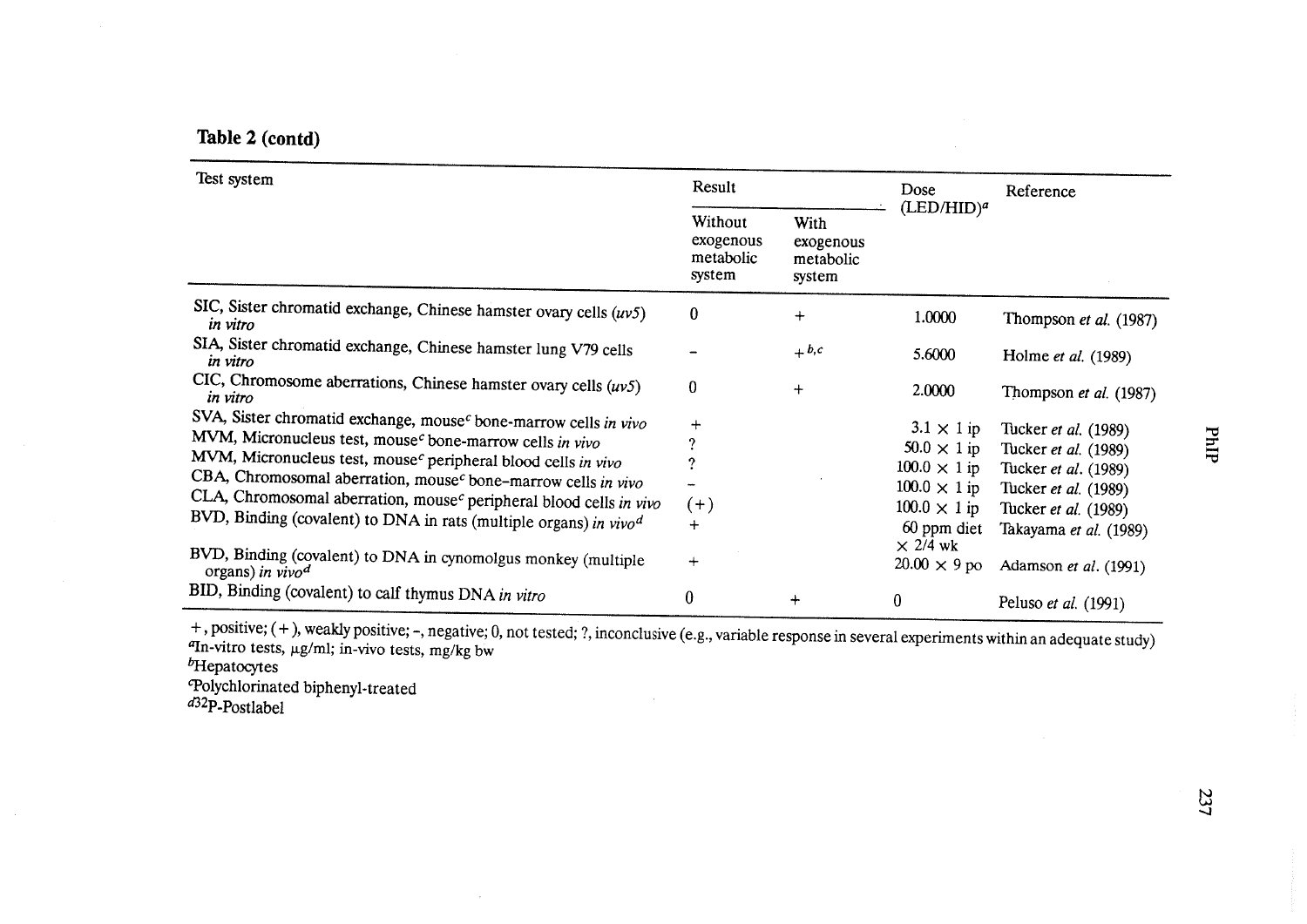**Table 2 (contd)**

| Test system | Result | | Dose (LED/HID)[a] | Reference |
|---|---|---|---|---|
| | Without exogenous metabolic system | With exogenous metabolic system | | |
| SIC, Sister chromatid exchange, Chinese hamster ovary cells (*uv5*) *in vitro* | 0 | + | 1.0000 | Thompson *et al.* (1987) |
| SIA, Sister chromatid exchange, Chinese hamster lung V79 cells *in vitro* | – | +[b,c] | 5.6000 | Holme *et al.* (1989) |
| CIC, Chromosome aberrations, Chinese hamster ovary cells (*uv5*) *in vitro* | 0 | + | 2.0000 | Thompson *et al.* (1987) |
| SVA, Sister chromatid exchange, mouse[c] bone-marrow cells *in vivo* | + | | 3.1 × 1 ip | Tucker *et al.* (1989) |
| MVM, Micronucleus test, mouse[c] bone-marrow cells *in vivo* | ? | | 50.0 × 1 ip | Tucker *et al.* (1989) |
| MVM, Micronucleus test, mouse[c] peripheral blood cells *in vivo* | ? | | 100.0 × 1 ip | Tucker *et al.* (1989) |
| CBA, Chromosomal aberration, mouse[c] bone-marrow cells *in vivo* | – | | 100.0 × 1 ip | Tucker *et al.* (1989) |
| CLA, Chromosomal aberration, mouse[c] peripheral blood cells *in vivo* | (+) | | 100.0 × 1 ip | Tucker *et al.* (1989) |
| BVD, Binding (covalent) to DNA in rats (multiple organs) *in vivo*[d] | + | | 60 ppm diet × 2/4 wk | Takayama *et al.* (1989) |
| BVD, Binding (covalent) to DNA in cynomolgus monkey (multiple organs) *in vivo*[d] | + | | 20.00 × 9 po | Adamson *et al.* (1991) |
| BID, Binding (covalent) to calf thymus DNA *in vitro* | 0 | + | 0 | Peluso *et al.* (1991) |

+, positive; (+), weakly positive; –, negative; 0, not tested; ?, inconclusive (e.g., variable response in several experiments within an adequate study)
[a]In-vitro tests, μg/ml; in-vivo tests, mg/kg bw
[b]Hepatocytes
[c]Polychlorinated biphenyl-treated
[d]$^{32}$P-Postlabel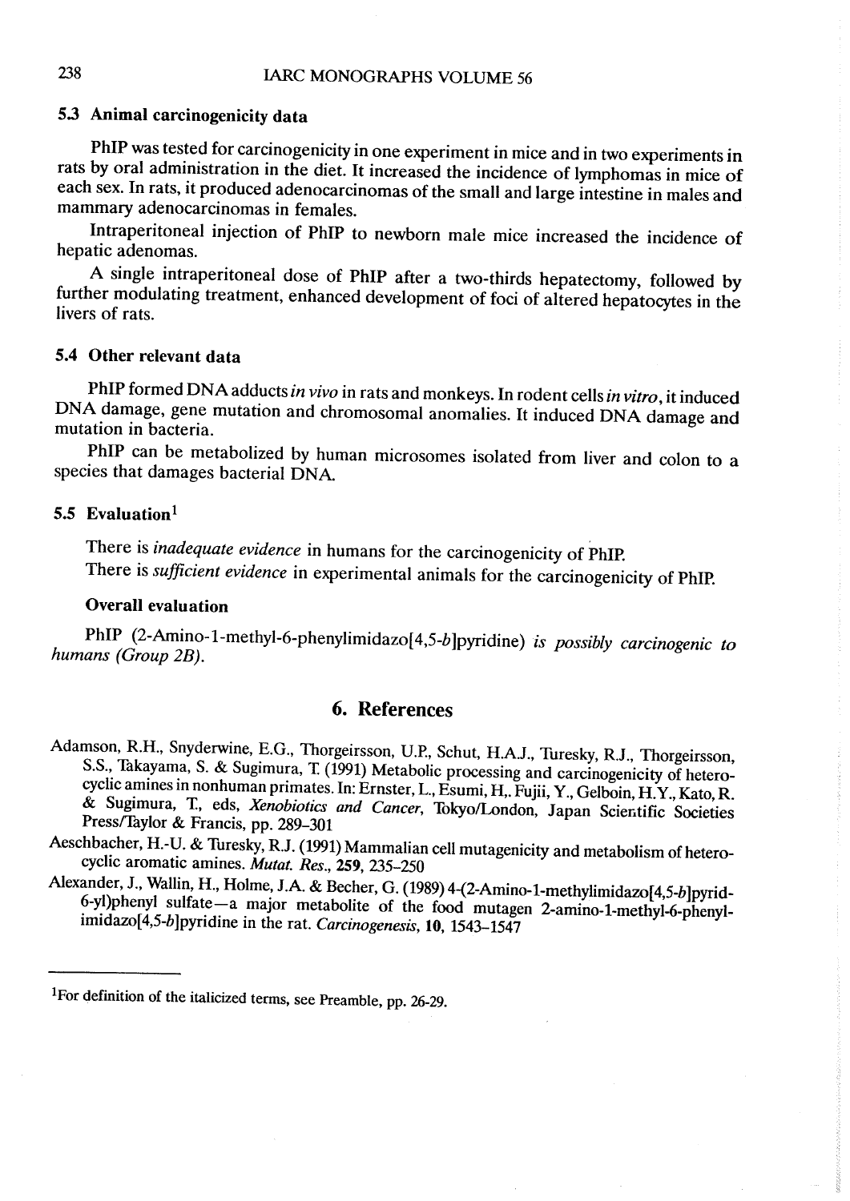### 5.3 Animal carcinogenicity data

PhIP was tested for carcinogenicity in one experiment in mice and in two experiments in rats by oral administration in the diet. It increased the incidence of lymphomas in mice of each sex. In rats, it produced adenocarcinomas of the small and large intestine in males and mammary adenocarcinomas in females.

Intraperitoneal injection of PhIP to newborn male mice increased the incidence of hepatic adenomas.

A single intraperitoneal dose of PhIP after a two-thirds hepatectomy, followed by further modulating treatment, enhanced development of foci of altered hepatocytes in the livers of rats.

### 5.4 Other relevant data

PhIP formed DNA adducts *in vivo* in rats and monkeys. In rodent cells *in vitro*, it induced DNA damage, gene mutation and chromosomal anomalies. It induced DNA damage and mutation in bacteria.

PhIP can be metabolized by human microsomes isolated from liver and colon to a species that damages bacterial DNA.

### 5.5 Evaluation[1]

There is *inadequate evidence* in humans for the carcinogenicity of PhIP.

There is *sufficient evidence* in experimental animals for the carcinogenicity of PhIP.

**Overall evaluation**

PhIP (2-Amino-1-methyl-6-phenylimidazo[4,5-*b*]pyridine) *is possibly carcinogenic to humans (Group 2B).*

## 6. References

Adamson, R.H., Snyderwine, E.G., Thorgeirsson, U.P., Schut, H.A.J., Turesky, R.J., Thorgeirsson, S.S., Takayama, S. & Sugimura, T. (1991) Metabolic processing and carcinogenicity of heterocyclic amines in nonhuman primates. In: Ernster, L., Esumi, H., Fujii, Y., Gelboin, H.Y., Kato, R. & Sugimura, T., eds, *Xenobiotics and Cancer*, Tokyo/London, Japan Scientific Societies Press/Taylor & Francis, pp. 289–301

Aeschbacher, H.-U. & Turesky, R.J. (1991) Mammalian cell mutagenicity and metabolism of heterocyclic aromatic amines. *Mutat. Res.*, **259**, 235–250

Alexander, J., Wallin, H., Holme, J.A. & Becher, G. (1989) 4-(2-Amino-1-methylimidazo[4,5-*b*]pyrid-6-yl)phenyl sulfate—a major metabolite of the food mutagen 2-amino-1-methyl-6-phenylimidazo[4,5-*b*]pyridine in the rat. *Carcinogenesis*, **10**, 1543–1547

---

[1]For definition of the italicized terms, see Preamble, pp. 26-29.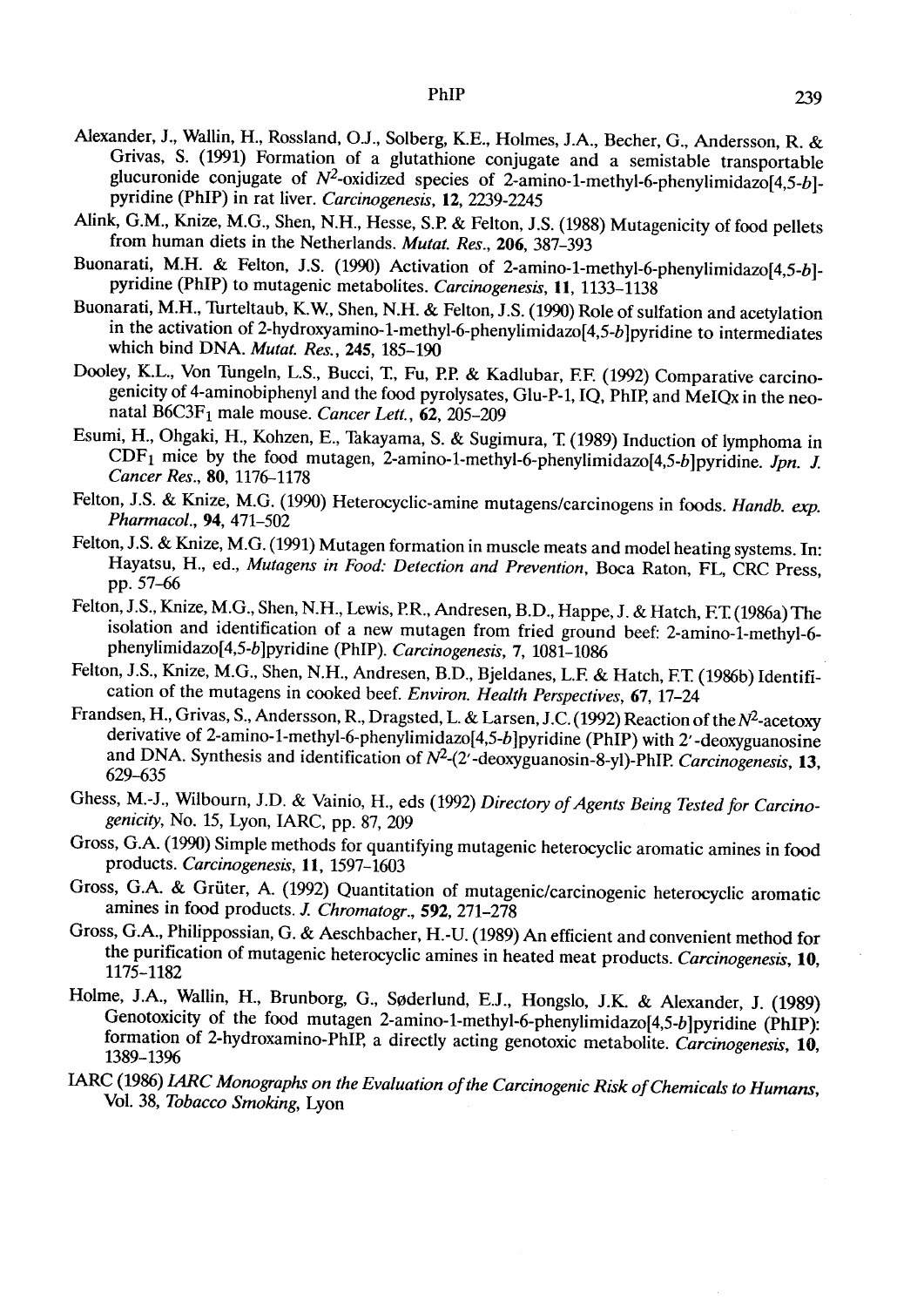Alexander, J., Wallin, H., Rossland, O.J., Solberg, K.E., Holmes, J.A., Becher, G., Andersson, R. & Grivas, S. (1991) Formation of a glutathione conjugate and a semistable transportable glucuronide conjugate of $N^2$-oxidized species of 2-amino-1-methyl-6-phenylimidazo[4,5-*b*]-pyridine (PhIP) in rat liver. *Carcinogenesis*, **12**, 2239-2245

Alink, G.M., Knize, M.G., Shen, N.H., Hesse, S.P. & Felton, J.S. (1988) Mutagenicity of food pellets from human diets in the Netherlands. *Mutat. Res.*, **206**, 387–393

Buonarati, M.H. & Felton, J.S. (1990) Activation of 2-amino-1-methyl-6-phenylimidazo[4,5-*b*]-pyridine (PhIP) to mutagenic metabolites. *Carcinogenesis*, **11**, 1133–1138

Buonarati, M.H., Turteltaub, K.W., Shen, N.H. & Felton, J.S. (1990) Role of sulfation and acetylation in the activation of 2-hydroxyamino-1-methyl-6-phenylimidazo[4,5-*b*]pyridine to intermediates which bind DNA. *Mutat. Res.*, **245**, 185–190

Dooley, K.L., Von Tungeln, L.S., Bucci, T., Fu, P.P. & Kadlubar, F.F. (1992) Comparative carcinogenicity of 4-aminobiphenyl and the food pyrolysates, Glu-P-1, IQ, PhIP, and MeIQx in the neonatal B6C3F$_1$ male mouse. *Cancer Lett.*, **62**, 205–209

Esumi, H., Ohgaki, H., Kohzen, E., Takayama, S. & Sugimura, T. (1989) Induction of lymphoma in CDF$_1$ mice by the food mutagen, 2-amino-1-methyl-6-phenylimidazo[4,5-*b*]pyridine. *Jpn. J. Cancer Res.*, **80**, 1176–1178

Felton, J.S. & Knize, M.G. (1990) Heterocyclic-amine mutagens/carcinogens in foods. *Handb. exp. Pharmacol.*, **94**, 471–502

Felton, J.S. & Knize, M.G. (1991) Mutagen formation in muscle meats and model heating systems. In: Hayatsu, H., ed., *Mutagens in Food: Detection and Prevention*, Boca Raton, FL, CRC Press, pp. 57–66

Felton, J.S., Knize, M.G., Shen, N.H., Lewis, P.R., Andresen, B.D., Happe, J. & Hatch, F.T. (1986a) The isolation and identification of a new mutagen from fried ground beef: 2-amino-1-methyl-6-phenylimidazo[4,5-*b*]pyridine (PhIP). *Carcinogenesis*, **7**, 1081-1086

Felton, J.S., Knize, M.G., Shen, N.H., Andresen, B.D., Bjeldanes, L.F. & Hatch, F.T. (1986b) Identification of the mutagens in cooked beef. *Environ. Health Perspectives*, **67**, 17–24

Frandsen, H., Grivas, S., Andersson, R., Dragsted, L. & Larsen, J.C. (1992) Reaction of the $N^2$-acetoxy derivative of 2-amino-1-methyl-6-phenylimidazo[4,5-*b*]pyridine (PhIP) with 2′-deoxyguanosine and DNA. Synthesis and identification of $N^2$-(2′-deoxyguanosin-8-yl)-PhIP. *Carcinogenesis*, **13**, 629–635

Ghess, M.-J., Wilbourn, J.D. & Vainio, H., eds (1992) *Directory of Agents Being Tested for Carcinogenicity*, No. 15, Lyon, IARC, pp. 87, 209

Gross, G.A. (1990) Simple methods for quantifying mutagenic heterocyclic aromatic amines in food products. *Carcinogenesis*, **11**, 1597–1603

Gross, G.A. & Grüter, A. (1992) Quantitation of mutagenic/carcinogenic heterocyclic aromatic amines in food products. *J. Chromatogr.*, **592**, 271–278

Gross, G.A., Philippossian, G. & Aeschbacher, H.-U. (1989) An efficient and convenient method for the purification of mutagenic heterocyclic amines in heated meat products. *Carcinogenesis*, **10**, 1175–1182

Holme, J.A., Wallin, H., Brunborg, G., Søderlund, E.J., Hongslo, J.K. & Alexander, J. (1989) Genotoxicity of the food mutagen 2-amino-1-methyl-6-phenylimidazo[4,5-*b*]pyridine (PhIP): formation of 2-hydroxamino-PhIP, a directly acting genotoxic metabolite. *Carcinogenesis*, **10**, 1389–1396

IARC (1986) *IARC Monographs on the Evaluation of the Carcinogenic Risk of Chemicals to Humans*, Vol. 38, *Tobacco Smoking*, Lyon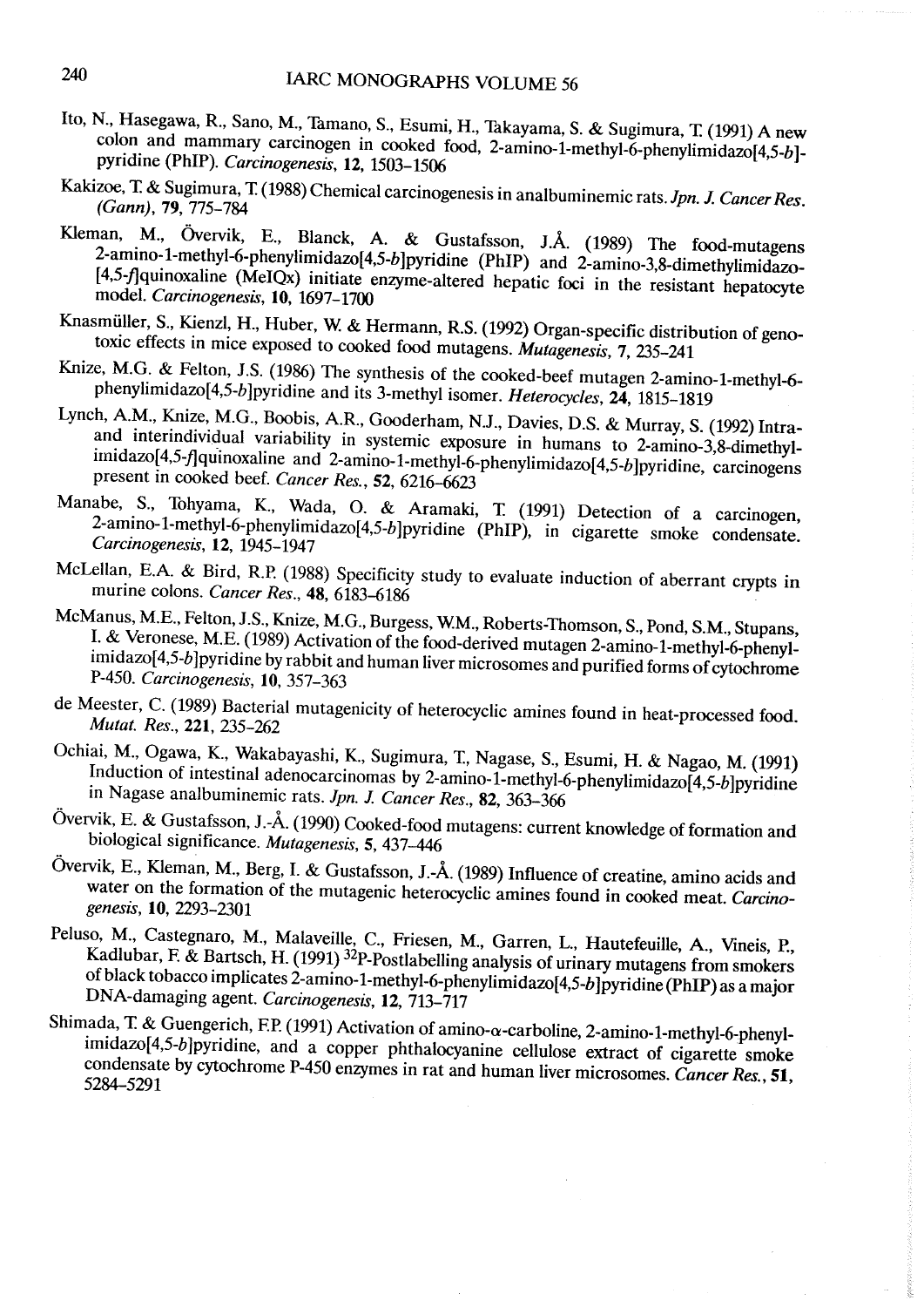Ito, N., Hasegawa, R., Sano, M., Tamano, S., Esumi, H., Takayama, S. & Sugimura, T. (1991) A new colon and mammary carcinogen in cooked food, 2-amino-1-methyl-6-phenylimidazo[4,5-*b*]-pyridine (PhIP). *Carcinogenesis*, **12**, 1503–1506

Kakizoe, T. & Sugimura, T. (1988) Chemical carcinogenesis in analbuminemic rats. *Jpn. J. Cancer Res. (Gann)*, **79**, 775–784

Kleman, M., Övervik, E., Blanck, A. & Gustafsson, J.Å. (1989) The food-mutagens 2-amino-1-methyl-6-phenylimidazo[4,5-*b*]pyridine (PhIP) and 2-amino-3,8-dimethylimidazo-[4,5-*f*]quinoxaline (MeIQx) initiate enzyme-altered hepatic foci in the resistant hepatocyte model. *Carcinogenesis*, **10**, 1697–1700

Knasmüller, S., Kienzl, H., Huber, W. & Hermann, R.S. (1992) Organ-specific distribution of genotoxic effects in mice exposed to cooked food mutagens. *Mutagenesis*, **7**, 235–241

Knize, M.G. & Felton, J.S. (1986) The synthesis of the cooked-beef mutagen 2-amino-1-methyl-6-phenylimidazo[4,5-*b*]pyridine and its 3-methyl isomer. *Heterocycles*, **24**, 1815–1819

Lynch, A.M., Knize, M.G., Boobis, A.R., Gooderham, N.J., Davies, D.S. & Murray, S. (1992) Intra- and interindividual variability in systemic exposure in humans to 2-amino-3,8-dimethyl-imidazo[4,5-*f*]quinoxaline and 2-amino-1-methyl-6-phenylimidazo[4,5-*b*]pyridine, carcinogens present in cooked beef. *Cancer Res.*, **52**, 6216–6623

Manabe, S., Tohyama, K., Wada, O. & Aramaki, T. (1991) Detection of a carcinogen, 2-amino-1-methyl-6-phenylimidazo[4,5-*b*]pyridine (PhIP), in cigarette smoke condensate. *Carcinogenesis*, **12**, 1945–1947

McLellan, E.A. & Bird, R.P. (1988) Specificity study to evaluate induction of aberrant crypts in murine colons. *Cancer Res.*, **48**, 6183–6186

McManus, M.E., Felton, J.S., Knize, M.G., Burgess, W.M., Roberts-Thomson, S., Pond, S.M., Stupans, I. & Veronese, M.E. (1989) Activation of the food-derived mutagen 2-amino-1-methyl-6-phenyl-imidazo[4,5-*b*]pyridine by rabbit and human liver microsomes and purified forms of cytochrome P-450. *Carcinogenesis*, **10**, 357–363

de Meester, C. (1989) Bacterial mutagenicity of heterocyclic amines found in heat-processed food. *Mutat. Res.*, **221**, 235–262

Ochiai, M., Ogawa, K., Wakabayashi, K., Sugimura, T., Nagase, S., Esumi, H. & Nagao, M. (1991) Induction of intestinal adenocarcinomas by 2-amino-1-methyl-6-phenylimidazo[4,5-*b*]pyridine in Nagase analbuminemic rats. *Jpn. J. Cancer Res.*, **82**, 363–366

Övervik, E. & Gustafsson, J.-Å. (1990) Cooked-food mutagens: current knowledge of formation and biological significance. *Mutagenesis*, **5**, 437–446

Övervik, E., Kleman, M., Berg, I. & Gustafsson, J.-Å. (1989) Influence of creatine, amino acids and water on the formation of the mutagenic heterocyclic amines found in cooked meat. *Carcinogenesis*, **10**, 2293–2301

Peluso, M., Castegnaro, M., Malaveille, C., Friesen, M., Garren, L., Hautefeuille, A., Vineis, P., Kadlubar, F. & Bartsch, H. (1991) $^{32}$P-Postlabelling analysis of urinary mutagens from smokers of black tobacco implicates 2-amino-1-methyl-6-phenylimidazo[4,5-*b*]pyridine (PhIP) as a major DNA-damaging agent. *Carcinogenesis*, **12**, 713–717

Shimada, T. & Guengerich, F.P. (1991) Activation of amino-α-carboline, 2-amino-1-methyl-6-phenyl-imidazo[4,5-*b*]pyridine, and a copper phthalocyanine cellulose extract of cigarette smoke condensate by cytochrome P-450 enzymes in rat and human liver microsomes. *Cancer Res.*, **51**, 5284–5291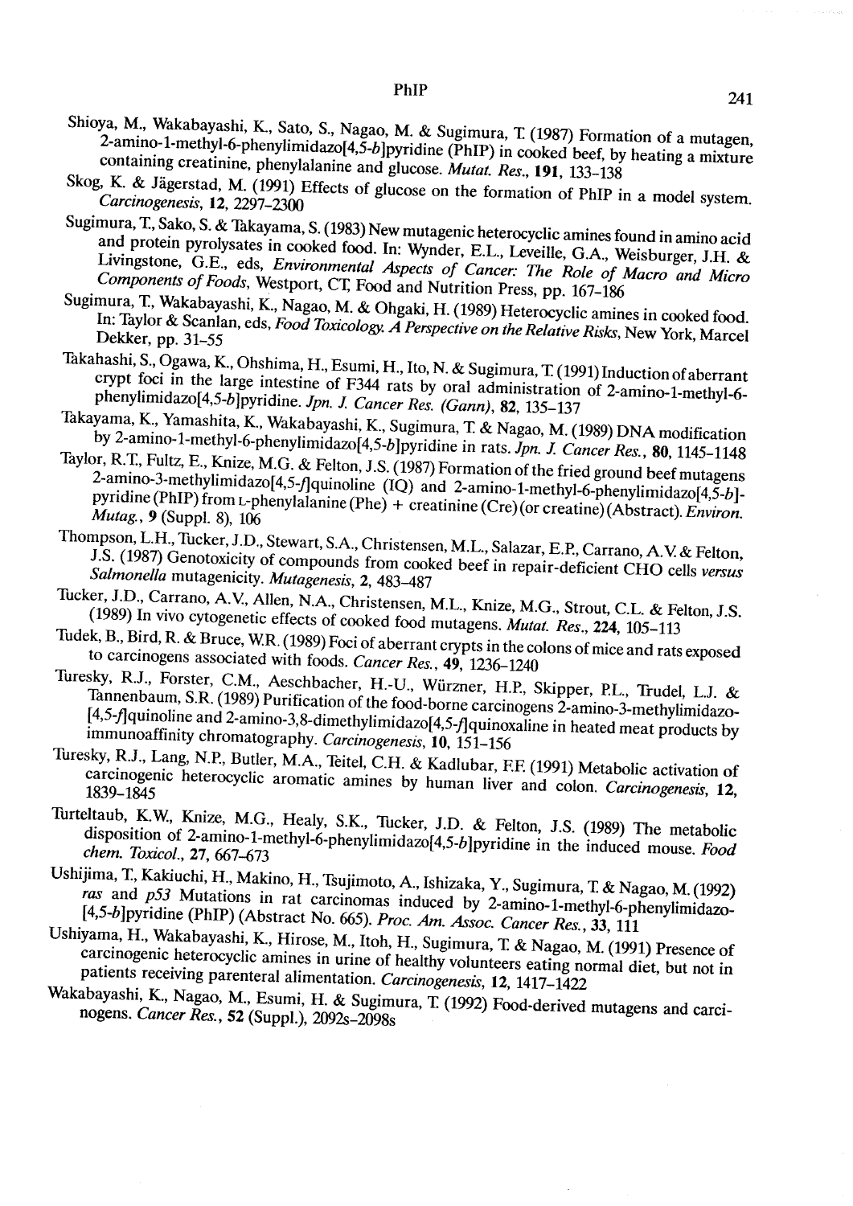Shioya, M., Wakabayashi, K., Sato, S., Nagao, M. & Sugimura, T. (1987) Formation of a mutagen, 2-amino-1-methyl-6-phenylimidazo[4,5-*b*]pyridine (PhIP) in cooked beef, by heating a mixture containing creatinine, phenylalanine and glucose. *Mutat. Res.*, **191**, 133–138

Skog, K. & Jägerstad, M. (1991) Effects of glucose on the formation of PhIP in a model system. *Carcinogenesis*, **12**, 2297–2300

Sugimura, T., Sako, S. & Takayama, S. (1983) New mutagenic heterocyclic amines found in amino acid and protein pyrolysates in cooked food. In: Wynder, E.L., Leveille, G.A., Weisburger, J.H. & Livingstone, G.E., eds, *Environmental Aspects of Cancer: The Role of Macro and Micro Components of Foods*, Westport, CT, Food and Nutrition Press, pp. 167–186

Sugimura, T., Wakabayashi, K., Nagao, M. & Ohgaki, H. (1989) Heterocyclic amines in cooked food. In: Taylor & Scanlan, eds, *Food Toxicology. A Perspective on the Relative Risks*, New York, Marcel Dekker, pp. 31–55

Takahashi, S., Ogawa, K., Ohshima, H., Esumi, H., Ito, N. & Sugimura, T. (1991) Induction of aberrant crypt foci in the large intestine of F344 rats by oral administration of 2-amino-1-methyl-6-phenylimidazo[4,5-*b*]pyridine. *Jpn. J. Cancer Res. (Gann)*, **82**, 135–137

Takayama, K., Yamashita, K., Wakabayashi, K., Sugimura, T. & Nagao, M. (1989) DNA modification by 2-amino-1-methyl-6-phenylimidazo[4,5-*b*]pyridine in rats. *Jpn. J. Cancer Res.*, **80**, 1145–1148

Taylor, R.T., Fultz, E., Knize, M.G. & Felton, J.S. (1987) Formation of the fried ground beef mutagens 2-amino-3-methylimidazo[4,5-*f*]quinoline (IQ) and 2-amino-1-methyl-6-phenylimidazo[4,5-*b*]-pyridine (PhIP) from L-phenylalanine (Phe) + creatinine (Cre) (or creatine) (Abstract). *Environ. Mutag.*, **9** (Suppl. 8), 106

Thompson, L.H., Tucker, J.D., Stewart, S.A., Christensen, M.L., Salazar, E.P., Carrano, A.V. & Felton, J.S. (1987) Genotoxicity of compounds from cooked beef in repair-deficient CHO cells *versus Salmonella* mutagenicity. *Mutagenesis*, **2**, 483–487

Tucker, J.D., Carrano, A.V., Allen, N.A., Christensen, M.L., Knize, M.G., Strout, C.L. & Felton, J.S. (1989) In vivo cytogenetic effects of cooked food mutagens. *Mutat. Res.*, **224**, 105–113

Tudek, B., Bird, R. & Bruce, W.R. (1989) Foci of aberrant crypts in the colons of mice and rats exposed to carcinogens associated with foods. *Cancer Res.*, **49**, 1236–1240

Turesky, R.J., Forster, C.M., Aeschbacher, H.-U., Würzner, H.P., Skipper, P.L., Trudel, L.J. & Tannenbaum, S.R. (1989) Purification of the food-borne carcinogens 2-amino-3-methylimidazo-[4,5-*f*]quinoline and 2-amino-3,8-dimethylimidazo[4,5-*f*]quinoxaline in heated meat products by immunoaffinity chromatography. *Carcinogenesis*, **10**, 151–156

Turesky, R.J., Lang, N.P., Butler, M.A., Teitel, C.H. & Kadlubar, F.F. (1991) Metabolic activation of carcinogenic heterocyclic aromatic amines by human liver and colon. *Carcinogenesis*, **12**, 1839–1845

Turteltaub, K.W., Knize, M.G., Healy, S.K., Tucker, J.D. & Felton, J.S. (1989) The metabolic disposition of 2-amino-1-methyl-6-phenylimidazo[4,5-*b*]pyridine in the induced mouse. *Food chem. Toxicol.*, **27**, 667–673

Ushijima, T., Kakiuchi, H., Makino, H., Tsujimoto, A., Ishizaka, Y., Sugimura, T. & Nagao, M. (1992) *ras* and *p53* Mutations in rat carcinomas induced by 2-amino-1-methyl-6-phenylimidazo-[4,5-*b*]pyridine (PhIP) (Abstract No. 665). *Proc. Am. Assoc. Cancer Res.*, **33**, 111

Ushiyama, H., Wakabayashi, K., Hirose, M., Itoh, H., Sugimura, T. & Nagao, M. (1991) Presence of carcinogenic heterocyclic amines in urine of healthy volunteers eating normal diet, but not in patients receiving parenteral alimentation. *Carcinogenesis*, **12**, 1417–1422

Wakabayashi, K., Nagao, M., Esumi, H. & Sugimura, T. (1992) Food-derived mutagens and carcinogens. *Cancer Res.*, **52** (Suppl.), 2092s–2098s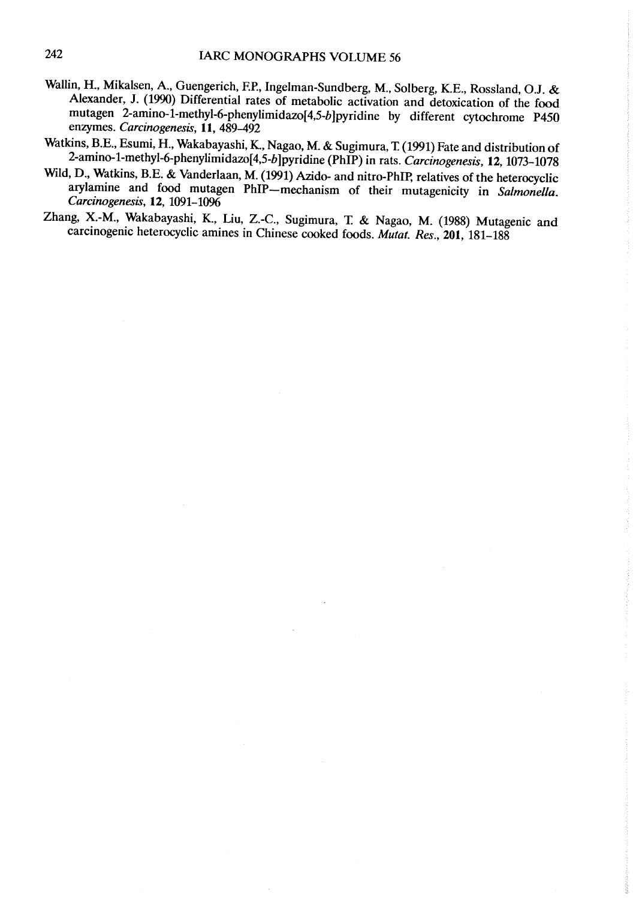Wallin, H., Mikalsen, A., Guengerich, F.P., Ingelman-Sundberg, M., Solberg, K.E., Rossland, O.J. & Alexander, J. (1990) Differential rates of metabolic activation and detoxication of the food mutagen 2-amino-1-methyl-6-phenylimidazo[4,5-*b*]pyridine by different cytochrome P450 enzymes. *Carcinogenesis*, **11**, 489–492

Watkins, B.E., Esumi, H., Wakabayashi, K., Nagao, M. & Sugimura, T. (1991) Fate and distribution of 2-amino-1-methyl-6-phenylimidazo[4,5-*b*]pyridine (PhIP) in rats. *Carcinogenesis*, **12**, 1073–1078

Wild, D., Watkins, B.E. & Vanderlaan, M. (1991) Azido- and nitro-PhIP, relatives of the heterocyclic arylamine and food mutagen PhIP—mechanism of their mutagenicity in *Salmonella*. *Carcinogenesis*, **12**, 1091–1096

Zhang, X.-M., Wakabayashi, K., Liu, Z.-C., Sugimura, T. & Nagao, M. (1988) Mutagenic and carcinogenic heterocyclic amines in Chinese cooked foods. *Mutat. Res.*, **201**, 181–188